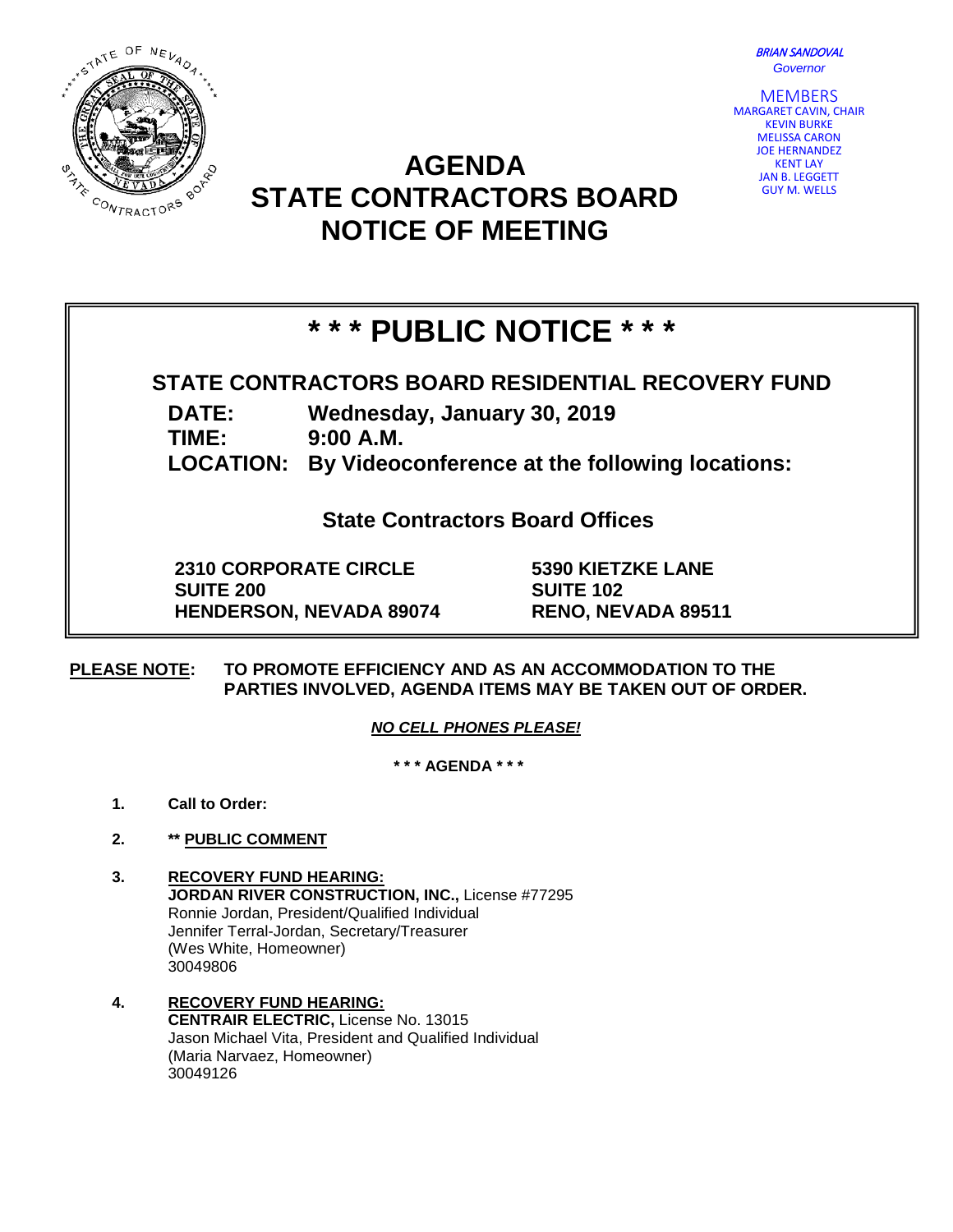BRIAN SANDOVAL
*Governor*

MEMBERS
MARGARET CAVIN, CHAIR
KEVIN BURKE
MELISSA CARON
JOE HERNANDEZ
KENT LAY
JAN B. LEGGETT
GUY M. WELLS

# AGENDA
# STATE CONTRACTORS BOARD
# NOTICE OF MEETING

## * * * PUBLIC NOTICE * * *

### STATE CONTRACTORS BOARD RESIDENTIAL RECOVERY FUND

**DATE:** Wednesday, January 30, 2019
**TIME:** 9:00 A.M.
**LOCATION:** By Videoconference at the following locations:

**State Contractors Board Offices**

**2310 CORPORATE CIRCLE**
**SUITE 200**
**HENDERSON, NEVADA 89074**

**5390 KIETZKE LANE**
**SUITE 102**
**RENO, NEVADA 89511**

**PLEASE NOTE: TO PROMOTE EFFICIENCY AND AS AN ACCOMMODATION TO THE PARTIES INVOLVED, AGENDA ITEMS MAY BE TAKEN OUT OF ORDER.**

***NO CELL PHONES PLEASE!***

**\* \* \* AGENDA \* \* \***

1. **Call to Order:**

2. **\*\* PUBLIC COMMENT**

3. **RECOVERY FUND HEARING:**
   **JORDAN RIVER CONSTRUCTION, INC.,** License #77295
   Ronnie Jordan, President/Qualified Individual
   Jennifer Terral-Jordan, Secretary/Treasurer
   (Wes White, Homeowner)
   30049806

4. **RECOVERY FUND HEARING:**
   **CENTRAIR ELECTRIC,** License No. 13015
   Jason Michael Vita, President and Qualified Individual
   (Maria Narvaez, Homeowner)
   30049126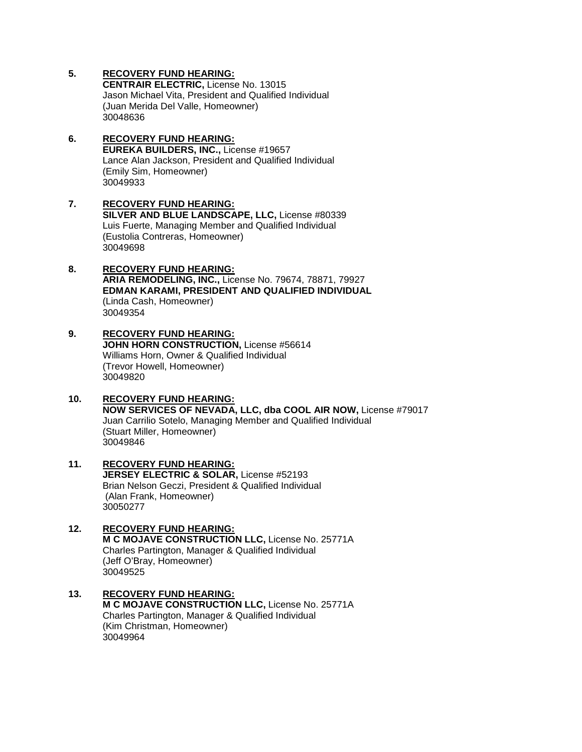5. **RECOVERY FUND HEARING:**
   **CENTRAIR ELECTRIC,** License No. 13015
   Jason Michael Vita, President and Qualified Individual
   (Juan Merida Del Valle, Homeowner)
   30048636

6. **RECOVERY FUND HEARING:**
   **EUREKA BUILDERS, INC.,** License #19657
   Lance Alan Jackson, President and Qualified Individual
   (Emily Sim, Homeowner)
   30049933

7. **RECOVERY FUND HEARING:**
   **SILVER AND BLUE LANDSCAPE, LLC,** License #80339
   Luis Fuerte, Managing Member and Qualified Individual
   (Eustolia Contreras, Homeowner)
   30049698

8. **RECOVERY FUND HEARING:**
   **ARIA REMODELING, INC.,** License No. 79674, 78871, 79927
   **EDMAN KARAMI, PRESIDENT AND QUALIFIED INDIVIDUAL**
   (Linda Cash, Homeowner)
   30049354

9. **RECOVERY FUND HEARING:**
   **JOHN HORN CONSTRUCTION,** License #56614
   Williams Horn, Owner & Qualified Individual
   (Trevor Howell, Homeowner)
   30049820

10. **RECOVERY FUND HEARING:**
    **NOW SERVICES OF NEVADA, LLC, dba COOL AIR NOW,** License #79017
    Juan Carrilio Sotelo, Managing Member and Qualified Individual
    (Stuart Miller, Homeowner)
    30049846

11. **RECOVERY FUND HEARING:**
    **JERSEY ELECTRIC & SOLAR,** License #52193
    Brian Nelson Geczi, President & Qualified Individual
    (Alan Frank, Homeowner)
    30050277

12. **RECOVERY FUND HEARING:**
    **M C MOJAVE CONSTRUCTION LLC,** License No. 25771A
    Charles Partington, Manager & Qualified Individual
    (Jeff O'Bray, Homeowner)
    30049525

13. **RECOVERY FUND HEARING:**
    **M C MOJAVE CONSTRUCTION LLC,** License No. 25771A
    Charles Partington, Manager & Qualified Individual
    (Kim Christman, Homeowner)
    30049964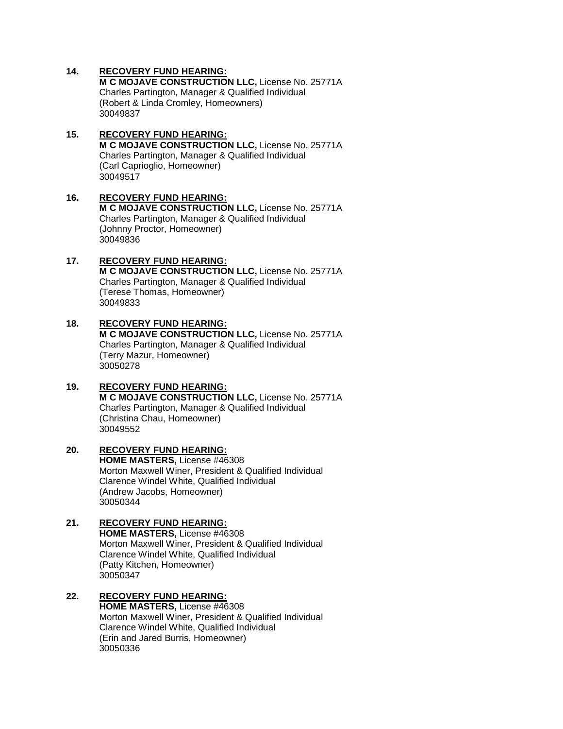14. **<u>RECOVERY FUND HEARING:</u>**
    **M C MOJAVE CONSTRUCTION LLC,** License No. 25771A
    Charles Partington, Manager & Qualified Individual
    (Robert & Linda Cromley, Homeowners)
    30049837

15. **<u>RECOVERY FUND HEARING:</u>**
    **M C MOJAVE CONSTRUCTION LLC,** License No. 25771A
    Charles Partington, Manager & Qualified Individual
    (Carl Caprioglio, Homeowner)
    30049517

16. **<u>RECOVERY FUND HEARING:</u>**
    **M C MOJAVE CONSTRUCTION LLC,** License No. 25771A
    Charles Partington, Manager & Qualified Individual
    (Johnny Proctor, Homeowner)
    30049836

17. **<u>RECOVERY FUND HEARING:</u>**
    **M C MOJAVE CONSTRUCTION LLC,** License No. 25771A
    Charles Partington, Manager & Qualified Individual
    (Terese Thomas, Homeowner)
    30049833

18. **<u>RECOVERY FUND HEARING:</u>**
    **M C MOJAVE CONSTRUCTION LLC,** License No. 25771A
    Charles Partington, Manager & Qualified Individual
    (Terry Mazur, Homeowner)
    30050278

19. **<u>RECOVERY FUND HEARING:</u>**
    **M C MOJAVE CONSTRUCTION LLC,** License No. 25771A
    Charles Partington, Manager & Qualified Individual
    (Christina Chau, Homeowner)
    30049552

20. **<u>RECOVERY FUND HEARING:</u>**
    **HOME MASTERS,** License #46308
    Morton Maxwell Winer, President & Qualified Individual
    Clarence Windel White, Qualified Individual
    (Andrew Jacobs, Homeowner)
    30050344

21. **<u>RECOVERY FUND HEARING:</u>**
    **HOME MASTERS,** License #46308
    Morton Maxwell Winer, President & Qualified Individual
    Clarence Windel White, Qualified Individual
    (Patty Kitchen, Homeowner)
    30050347

22. **<u>RECOVERY FUND HEARING:</u>**
    **HOME MASTERS,** License #46308
    Morton Maxwell Winer, President & Qualified Individual
    Clarence Windel White, Qualified Individual
    (Erin and Jared Burris, Homeowner)
    30050336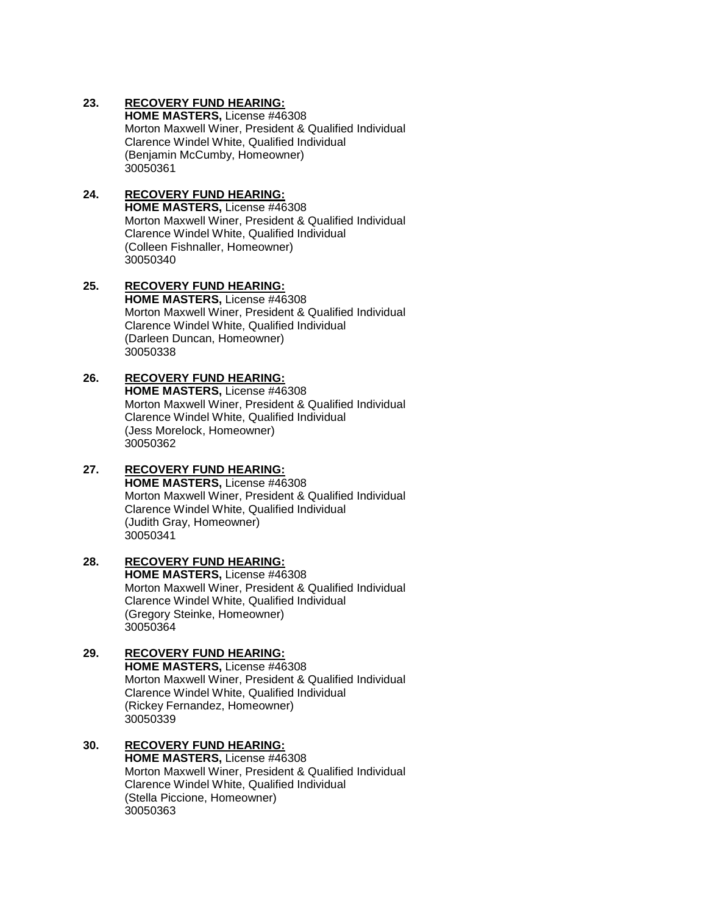23. **RECOVERY FUND HEARING:**
    **HOME MASTERS,** License #46308
    Morton Maxwell Winer, President & Qualified Individual
    Clarence Windel White, Qualified Individual
    (Benjamin McCumby, Homeowner)
    30050361

24. **RECOVERY FUND HEARING:**
    **HOME MASTERS,** License #46308
    Morton Maxwell Winer, President & Qualified Individual
    Clarence Windel White, Qualified Individual
    (Colleen Fishnaller, Homeowner)
    30050340

25. **RECOVERY FUND HEARING:**
    **HOME MASTERS,** License #46308
    Morton Maxwell Winer, President & Qualified Individual
    Clarence Windel White, Qualified Individual
    (Darleen Duncan, Homeowner)
    30050338

26. **RECOVERY FUND HEARING:**
    **HOME MASTERS,** License #46308
    Morton Maxwell Winer, President & Qualified Individual
    Clarence Windel White, Qualified Individual
    (Jess Morelock, Homeowner)
    30050362

27. **RECOVERY FUND HEARING:**
    **HOME MASTERS,** License #46308
    Morton Maxwell Winer, President & Qualified Individual
    Clarence Windel White, Qualified Individual
    (Judith Gray, Homeowner)
    30050341

28. **RECOVERY FUND HEARING:**
    **HOME MASTERS,** License #46308
    Morton Maxwell Winer, President & Qualified Individual
    Clarence Windel White, Qualified Individual
    (Gregory Steinke, Homeowner)
    30050364

29. **RECOVERY FUND HEARING:**
    **HOME MASTERS,** License #46308
    Morton Maxwell Winer, President & Qualified Individual
    Clarence Windel White, Qualified Individual
    (Rickey Fernandez, Homeowner)
    30050339

30. **RECOVERY FUND HEARING:**
    **HOME MASTERS,** License #46308
    Morton Maxwell Winer, President & Qualified Individual
    Clarence Windel White, Qualified Individual
    (Stella Piccione, Homeowner)
    30050363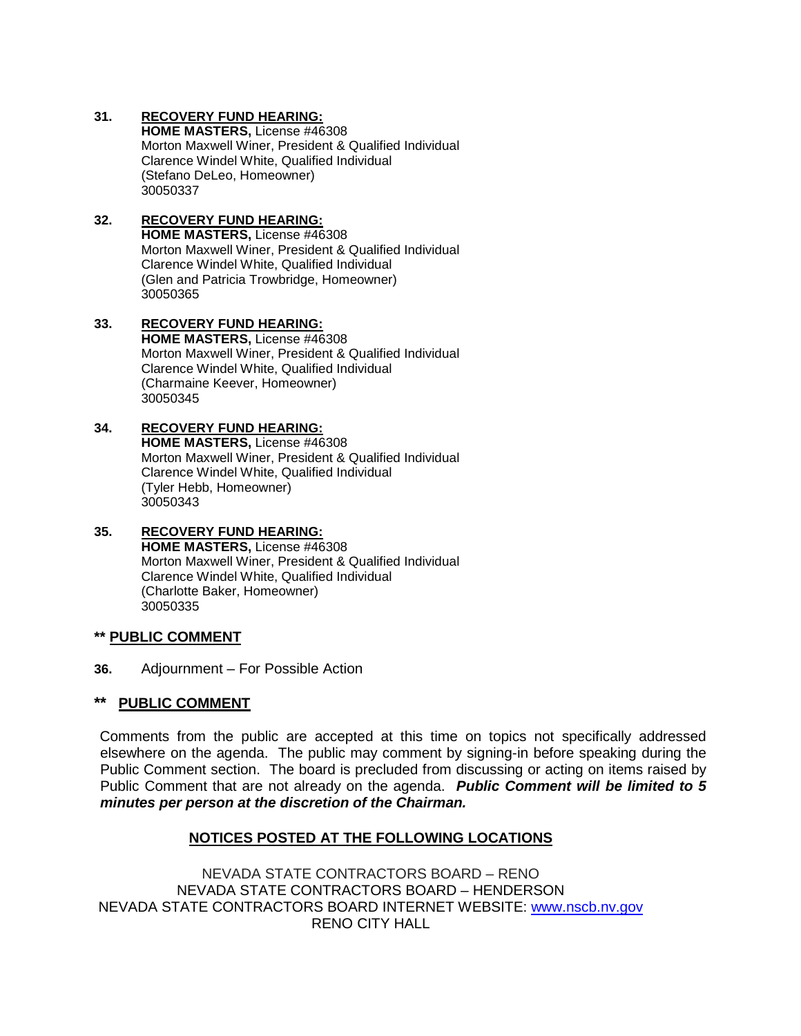**31. <u>RECOVERY FUND HEARING:</u>**
**HOME MASTERS,** License #46308
Morton Maxwell Winer, President & Qualified Individual
Clarence Windel White, Qualified Individual
(Stefano DeLeo, Homeowner)
30050337

**32. <u>RECOVERY FUND HEARING:</u>**
**HOME MASTERS,** License #46308
Morton Maxwell Winer, President & Qualified Individual
Clarence Windel White, Qualified Individual
(Glen and Patricia Trowbridge, Homeowner)
30050365

**33. <u>RECOVERY FUND HEARING:</u>**
**HOME MASTERS,** License #46308
Morton Maxwell Winer, President & Qualified Individual
Clarence Windel White, Qualified Individual
(Charmaine Keever, Homeowner)
30050345

**34. <u>RECOVERY FUND HEARING:</u>**
**HOME MASTERS,** License #46308
Morton Maxwell Winer, President & Qualified Individual
Clarence Windel White, Qualified Individual
(Tyler Hebb, Homeowner)
30050343

**35. <u>RECOVERY FUND HEARING:</u>**
**HOME MASTERS,** License #46308
Morton Maxwell Winer, President & Qualified Individual
Clarence Windel White, Qualified Individual
(Charlotte Baker, Homeowner)
30050335

**\*\* <u>PUBLIC COMMENT</u>**

**36.** Adjournment – For Possible Action

**\*\* <u>PUBLIC COMMENT</u>**

Comments from the public are accepted at this time on topics not specifically addressed elsewhere on the agenda. The public may comment by signing-in before speaking during the Public Comment section. The board is precluded from discussing or acting on items raised by Public Comment that are not already on the agenda. ***Public Comment will be limited to 5 minutes per person at the discretion of the Chairman.***

**<u>NOTICES POSTED AT THE FOLLOWING LOCATIONS</u>**

NEVADA STATE CONTRACTORS BOARD – RENO
NEVADA STATE CONTRACTORS BOARD – HENDERSON
NEVADA STATE CONTRACTORS BOARD INTERNET WEBSITE: www.nscb.nv.gov
RENO CITY HALL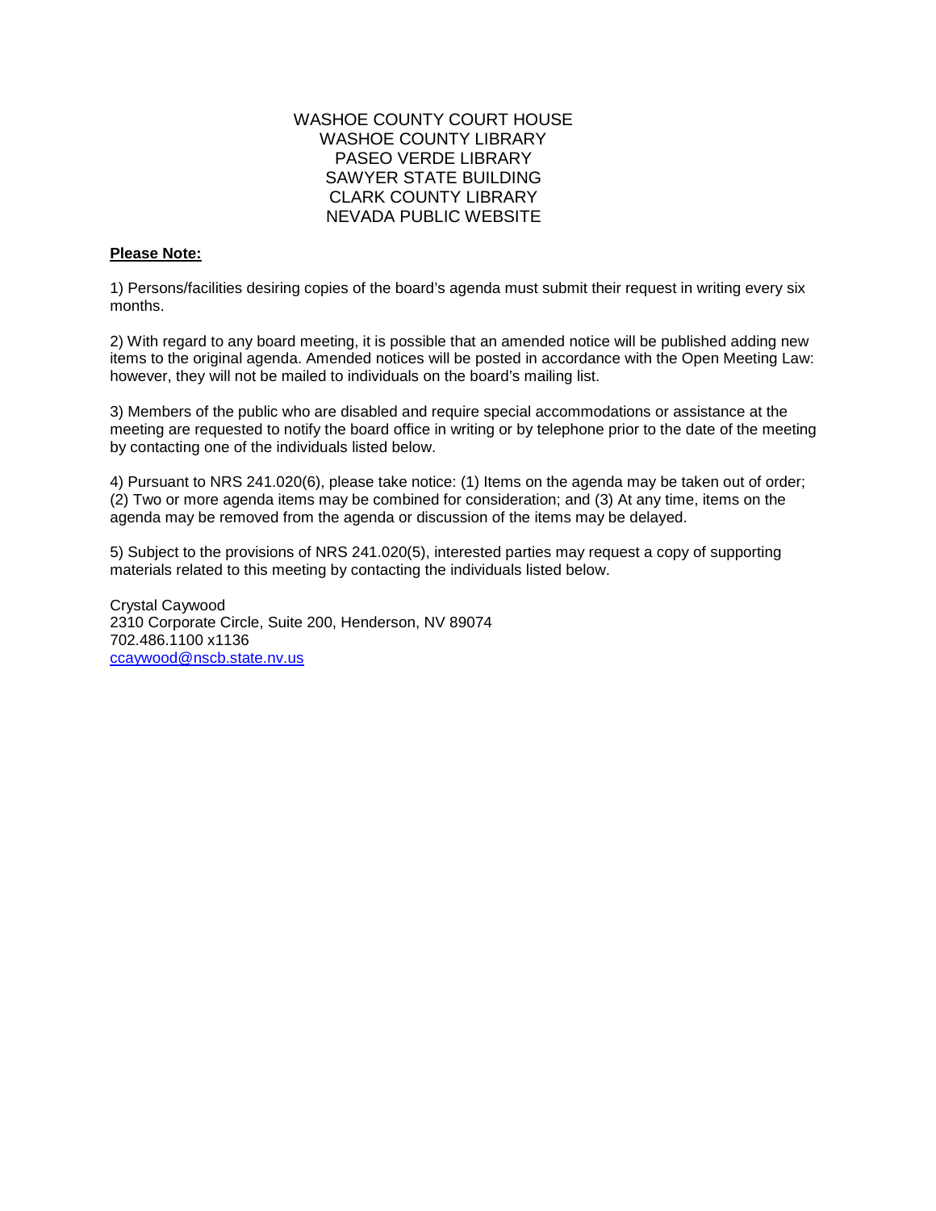WASHOE COUNTY COURT HOUSE
WASHOE COUNTY LIBRARY
PASEO VERDE LIBRARY
SAWYER STATE BUILDING
CLARK COUNTY LIBRARY
NEVADA PUBLIC WEBSITE

**Please Note:**

1) Persons/facilities desiring copies of the board's agenda must submit their request in writing every six months.

2) With regard to any board meeting, it is possible that an amended notice will be published adding new items to the original agenda. Amended notices will be posted in accordance with the Open Meeting Law: however, they will not be mailed to individuals on the board's mailing list.

3) Members of the public who are disabled and require special accommodations or assistance at the meeting are requested to notify the board office in writing or by telephone prior to the date of the meeting by contacting one of the individuals listed below.

4) Pursuant to NRS 241.020(6), please take notice: (1) Items on the agenda may be taken out of order; (2) Two or more agenda items may be combined for consideration; and (3) At any time, items on the agenda may be removed from the agenda or discussion of the items may be delayed.

5) Subject to the provisions of NRS 241.020(5), interested parties may request a copy of supporting materials related to this meeting by contacting the individuals listed below.

Crystal Caywood
2310 Corporate Circle, Suite 200, Henderson, NV 89074
702.486.1100 x1136
ccaywood@nscb.state.nv.us